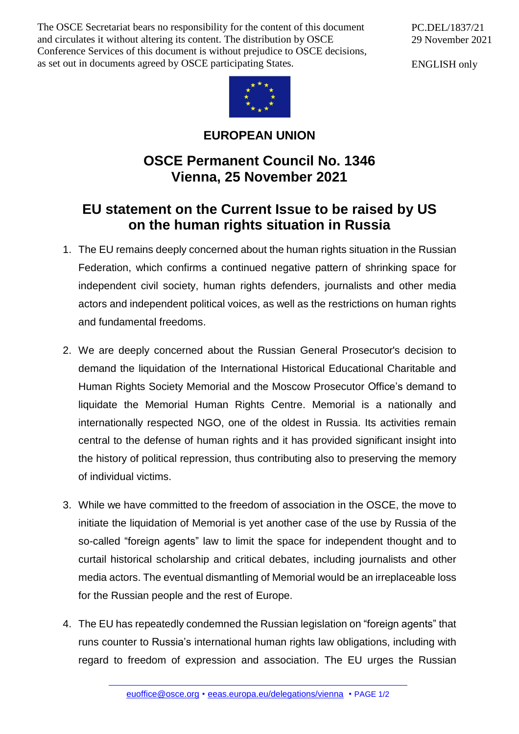The OSCE Secretariat bears no responsibility for the content of this document and circulates it without altering its content. The distribution by OSCE Conference Services of this document is without prejudice to OSCE decisions, as set out in documents agreed by OSCE participating States.

PC.DEL/1837/21
29 November 2021

ENGLISH only

**EUROPEAN UNION**

# OSCE Permanent Council No. 1346
# Vienna, 25 November 2021

## EU statement on the Current Issue to be raised by US on the human rights situation in Russia

1. The EU remains deeply concerned about the human rights situation in the Russian Federation, which confirms a continued negative pattern of shrinking space for independent civil society, human rights defenders, journalists and other media actors and independent political voices, as well as the restrictions on human rights and fundamental freedoms.

2. We are deeply concerned about the Russian General Prosecutor's decision to demand the liquidation of the International Historical Educational Charitable and Human Rights Society Memorial and the Moscow Prosecutor Office's demand to liquidate the Memorial Human Rights Centre. Memorial is a nationally and internationally respected NGO, one of the oldest in Russia. Its activities remain central to the defense of human rights and it has provided significant insight into the history of political repression, thus contributing also to preserving the memory of individual victims.

3. While we have committed to the freedom of association in the OSCE, the move to initiate the liquidation of Memorial is yet another case of the use by Russia of the so-called "foreign agents" law to limit the space for independent thought and to curtail historical scholarship and critical debates, including journalists and other media actors. The eventual dismantling of Memorial would be an irreplaceable loss for the Russian people and the rest of Europe.

4. The EU has repeatedly condemned the Russian legislation on "foreign agents" that runs counter to Russia's international human rights law obligations, including with regard to freedom of expression and association. The EU urges the Russian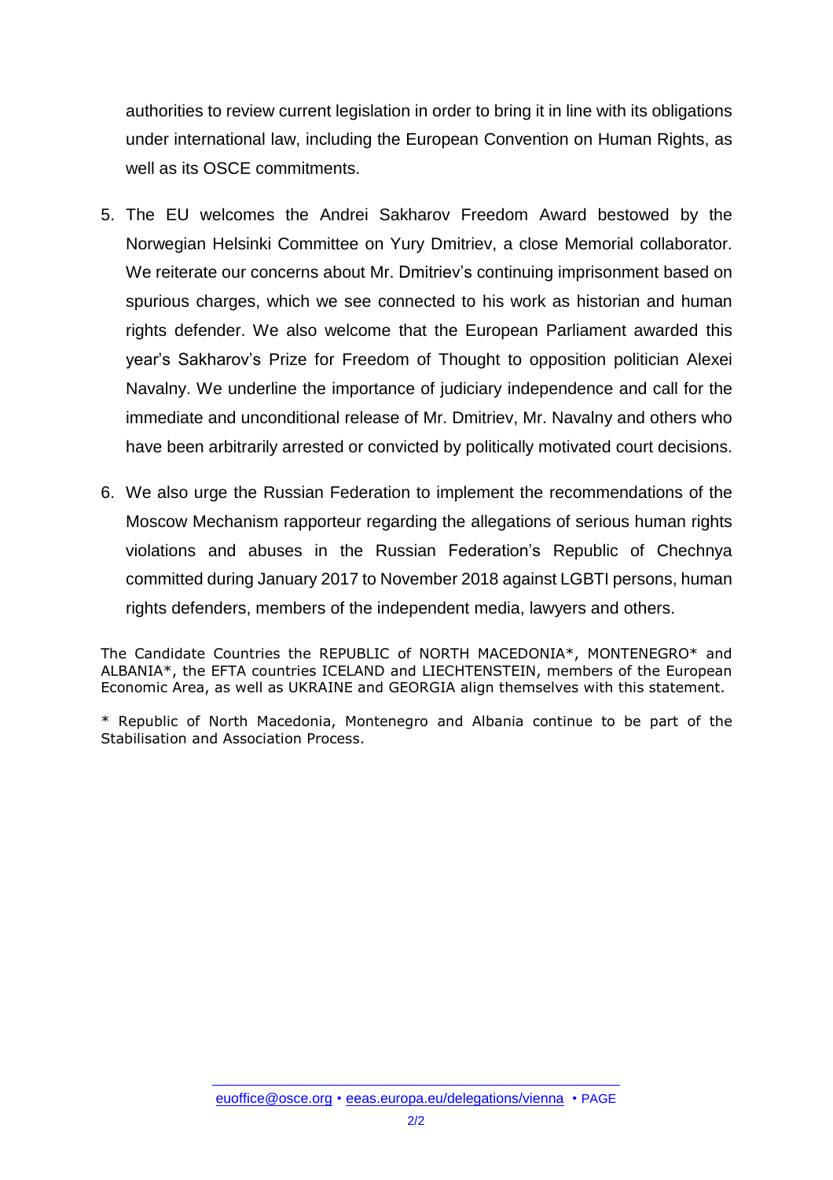authorities to review current legislation in order to bring it in line with its obligations under international law, including the European Convention on Human Rights, as well as its OSCE commitments.

5. The EU welcomes the Andrei Sakharov Freedom Award bestowed by the Norwegian Helsinki Committee on Yury Dmitriev, a close Memorial collaborator. We reiterate our concerns about Mr. Dmitriev's continuing imprisonment based on spurious charges, which we see connected to his work as historian and human rights defender. We also welcome that the European Parliament awarded this year's Sakharov's Prize for Freedom of Thought to opposition politician Alexei Navalny. We underline the importance of judiciary independence and call for the immediate and unconditional release of Mr. Dmitriev, Mr. Navalny and others who have been arbitrarily arrested or convicted by politically motivated court decisions.

6. We also urge the Russian Federation to implement the recommendations of the Moscow Mechanism rapporteur regarding the allegations of serious human rights violations and abuses in the Russian Federation's Republic of Chechnya committed during January 2017 to November 2018 against LGBTI persons, human rights defenders, members of the independent media, lawyers and others.

The Candidate Countries the REPUBLIC of NORTH MACEDONIA*, MONTENEGRO* and ALBANIA*, the EFTA countries ICELAND and LIECHTENSTEIN, members of the European Economic Area, as well as UKRAINE and GEORGIA align themselves with this statement.

* Republic of North Macedonia, Montenegro and Albania continue to be part of the Stabilisation and Association Process.

euoffice@osce.org • eeas.europa.eu/delegations/vienna